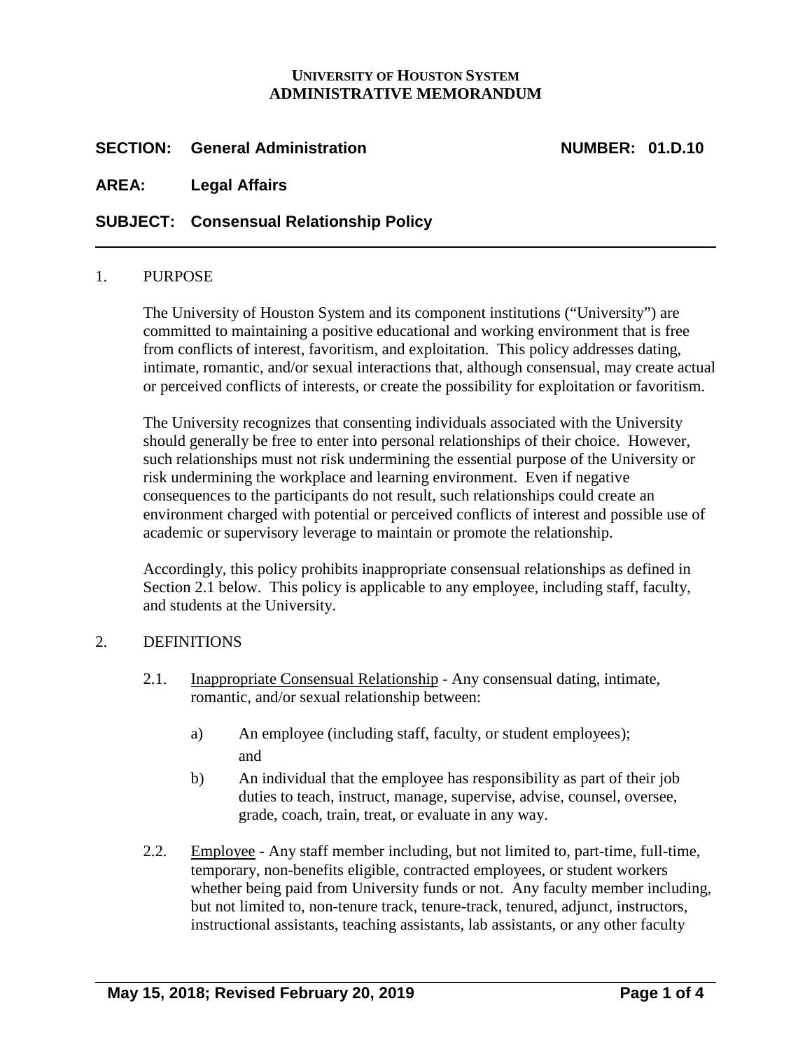**UNIVERSITY OF HOUSTON SYSTEM**
**ADMINISTRATIVE MEMORANDUM**

**SECTION: General Administration** **NUMBER: 01.D.10**

**AREA: Legal Affairs**

**SUBJECT: Consensual Relationship Policy**

---

1. PURPOSE

   The University of Houston System and its component institutions ("University") are committed to maintaining a positive educational and working environment that is free from conflicts of interest, favoritism, and exploitation. This policy addresses dating, intimate, romantic, and/or sexual interactions that, although consensual, may create actual or perceived conflicts of interests, or create the possibility for exploitation or favoritism.

   The University recognizes that consenting individuals associated with the University should generally be free to enter into personal relationships of their choice. However, such relationships must not risk undermining the essential purpose of the University or risk undermining the workplace and learning environment. Even if negative consequences to the participants do not result, such relationships could create an environment charged with potential or perceived conflicts of interest and possible use of academic or supervisory leverage to maintain or promote the relationship.

   Accordingly, this policy prohibits inappropriate consensual relationships as defined in Section 2.1 below. This policy is applicable to any employee, including staff, faculty, and students at the University.

2. DEFINITIONS

   2.1. Inappropriate Consensual Relationship - Any consensual dating, intimate, romantic, and/or sexual relationship between:

   a) An employee (including staff, faculty, or student employees); and

   b) An individual that the employee has responsibility as part of their job duties to teach, instruct, manage, supervise, advise, counsel, oversee, grade, coach, train, treat, or evaluate in any way.

   2.2. Employee - Any staff member including, but not limited to, part-time, full-time, temporary, non-benefits eligible, contracted employees, or student workers whether being paid from University funds or not. Any faculty member including, but not limited to, non-tenure track, tenure-track, tenured, adjunct, instructors, instructional assistants, teaching assistants, lab assistants, or any other faculty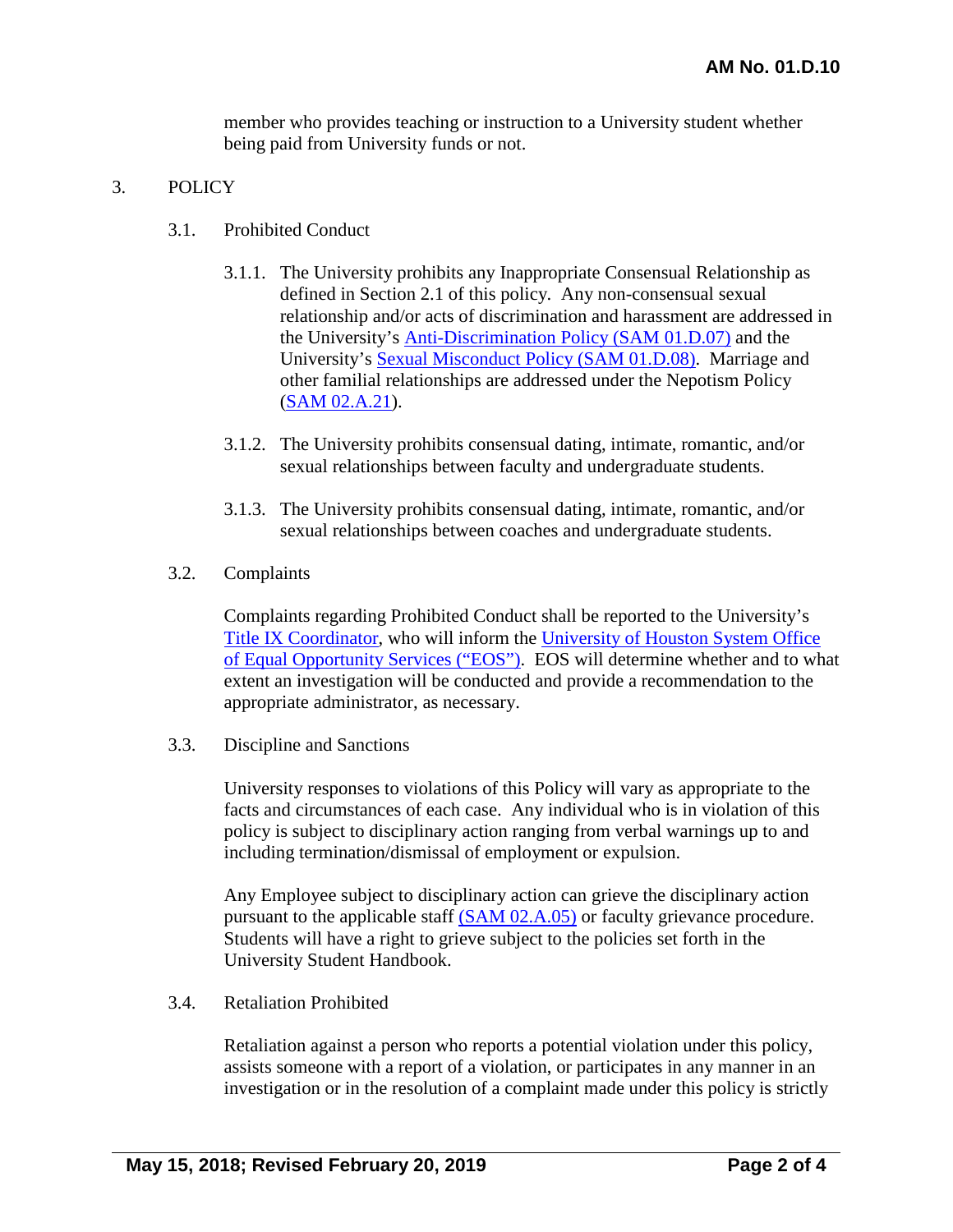member who provides teaching or instruction to a University student whether being paid from University funds or not.

3. POLICY

3.1. Prohibited Conduct

3.1.1. The University prohibits any Inappropriate Consensual Relationship as defined in Section 2.1 of this policy. Any non-consensual sexual relationship and/or acts of discrimination and harassment are addressed in the University's Anti-Discrimination Policy (SAM 01.D.07) and the University's Sexual Misconduct Policy (SAM 01.D.08). Marriage and other familial relationships are addressed under the Nepotism Policy (SAM 02.A.21).

3.1.2. The University prohibits consensual dating, intimate, romantic, and/or sexual relationships between faculty and undergraduate students.

3.1.3. The University prohibits consensual dating, intimate, romantic, and/or sexual relationships between coaches and undergraduate students.

3.2. Complaints

Complaints regarding Prohibited Conduct shall be reported to the University's Title IX Coordinator, who will inform the University of Houston System Office of Equal Opportunity Services ("EOS"). EOS will determine whether and to what extent an investigation will be conducted and provide a recommendation to the appropriate administrator, as necessary.

3.3. Discipline and Sanctions

University responses to violations of this Policy will vary as appropriate to the facts and circumstances of each case. Any individual who is in violation of this policy is subject to disciplinary action ranging from verbal warnings up to and including termination/dismissal of employment or expulsion.

Any Employee subject to disciplinary action can grieve the disciplinary action pursuant to the applicable staff (SAM 02.A.05) or faculty grievance procedure. Students will have a right to grieve subject to the policies set forth in the University Student Handbook.

3.4. Retaliation Prohibited

Retaliation against a person who reports a potential violation under this policy, assists someone with a report of a violation, or participates in any manner in an investigation or in the resolution of a complaint made under this policy is strictly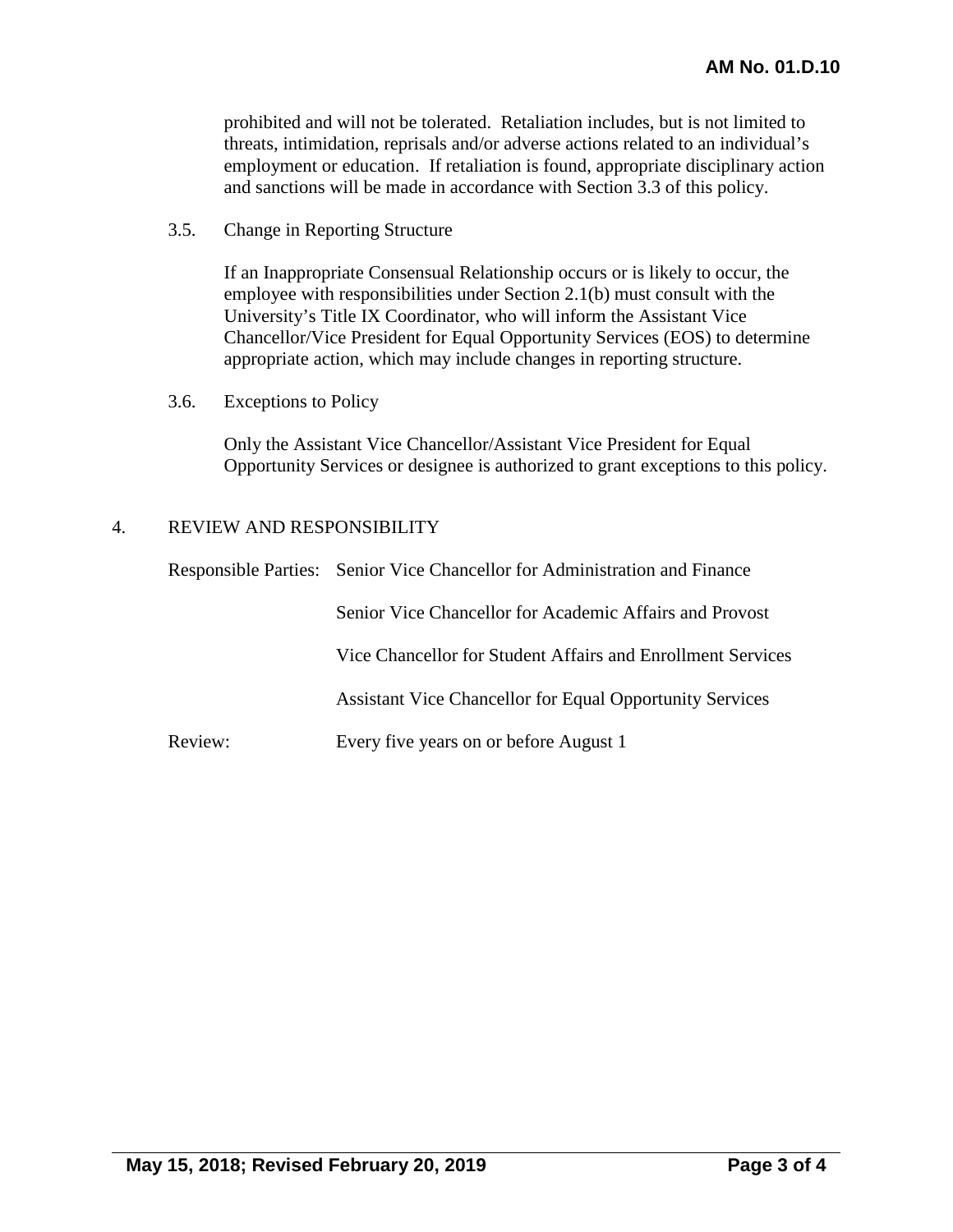prohibited and will not be tolerated. Retaliation includes, but is not limited to threats, intimidation, reprisals and/or adverse actions related to an individual's employment or education. If retaliation is found, appropriate disciplinary action and sanctions will be made in accordance with Section 3.3 of this policy.

3.5. Change in Reporting Structure

If an Inappropriate Consensual Relationship occurs or is likely to occur, the employee with responsibilities under Section 2.1(b) must consult with the University's Title IX Coordinator, who will inform the Assistant Vice Chancellor/Vice President for Equal Opportunity Services (EOS) to determine appropriate action, which may include changes in reporting structure.

3.6. Exceptions to Policy

Only the Assistant Vice Chancellor/Assistant Vice President for Equal Opportunity Services or designee is authorized to grant exceptions to this policy.

## 4. REVIEW AND RESPONSIBILITY

Responsible Parties: Senior Vice Chancellor for Administration and Finance

Senior Vice Chancellor for Academic Affairs and Provost

Vice Chancellor for Student Affairs and Enrollment Services

Assistant Vice Chancellor for Equal Opportunity Services

Review: Every five years on or before August 1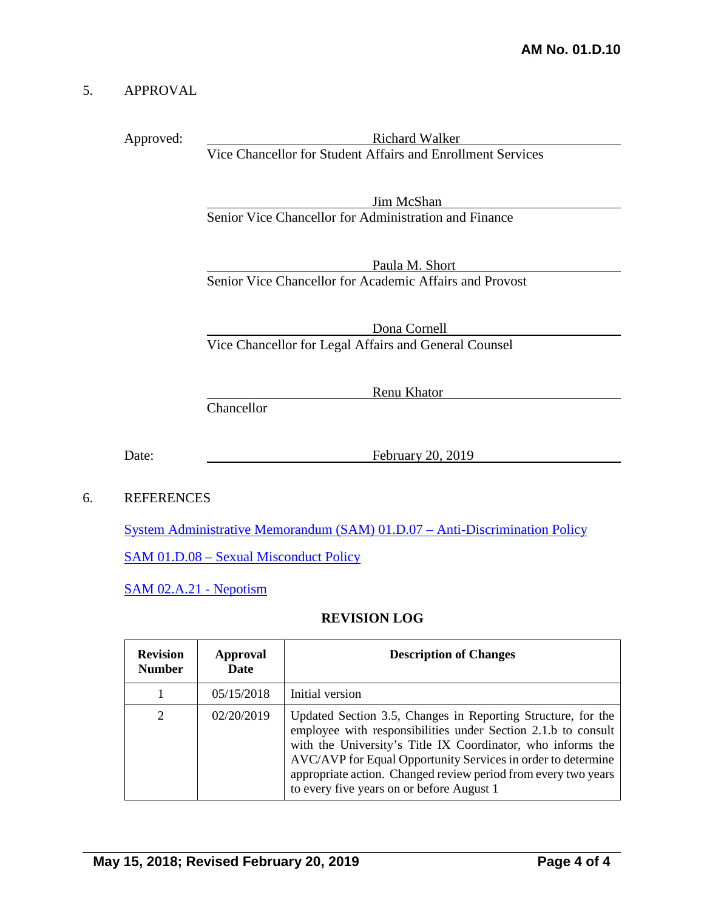## 5. APPROVAL

Approved:

Richard Walker
Vice Chancellor for Student Affairs and Enrollment Services

Jim McShan
Senior Vice Chancellor for Administration and Finance

Paula M. Short
Senior Vice Chancellor for Academic Affairs and Provost

Dona Cornell
Vice Chancellor for Legal Affairs and General Counsel

Renu Khator
Chancellor

Date: February 20, 2019

## 6. REFERENCES

System Administrative Memorandum (SAM) 01.D.07 – Anti-Discrimination Policy

SAM 01.D.08 – Sexual Misconduct Policy

SAM 02.A.21 - Nepotism

### REVISION LOG

| Revision Number | Approval Date | Description of Changes |
|---|---|---|
| 1 | 05/15/2018 | Initial version |
| 2 | 02/20/2019 | Updated Section 3.5, Changes in Reporting Structure, for the employee with responsibilities under Section 2.1.b to consult with the University's Title IX Coordinator, who informs the AVC/AVP for Equal Opportunity Services in order to determine appropriate action. Changed review period from every two years to every five years on or before August 1 |